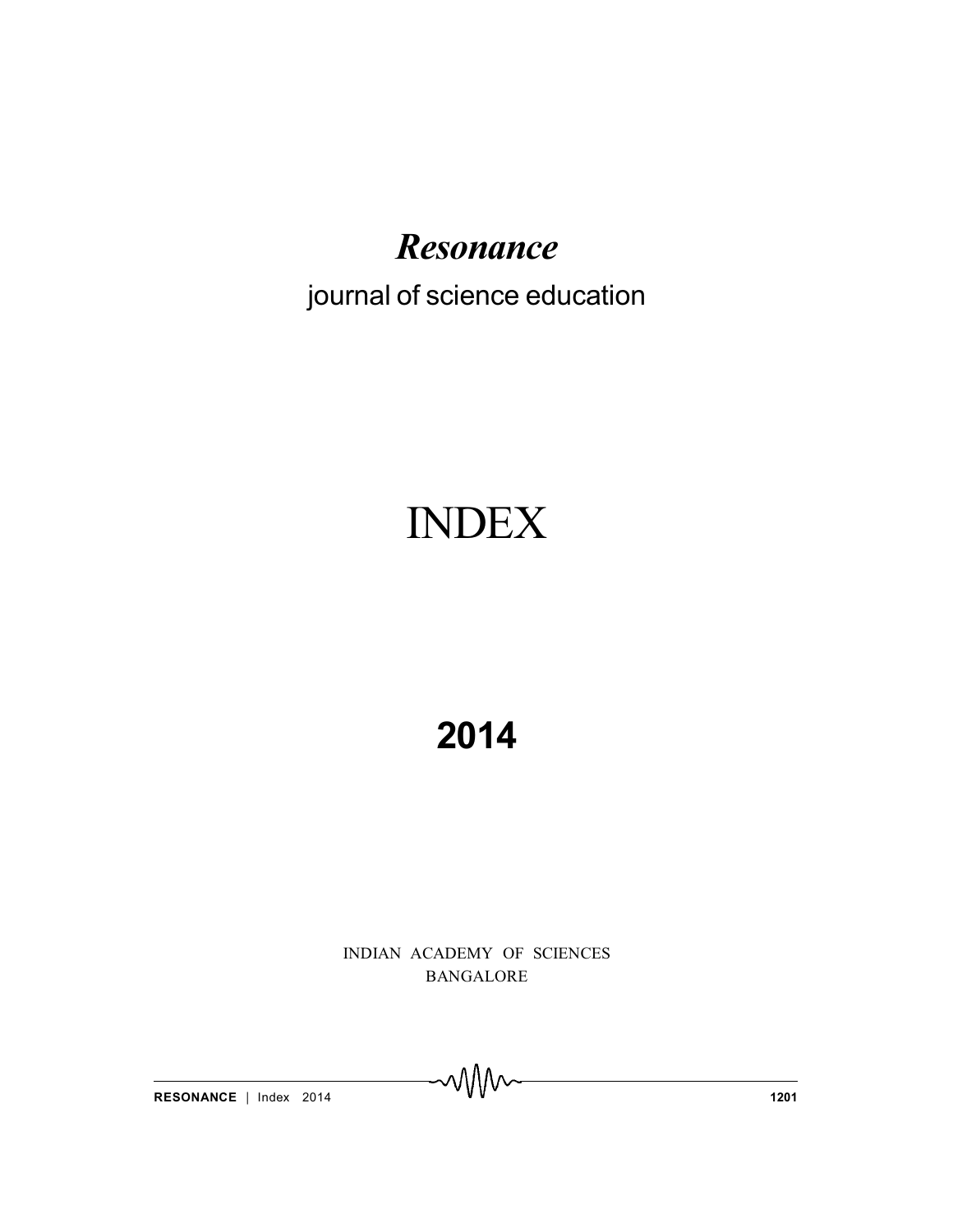# *Resonance*

journal of science education

# INDEX

# 2014

INDIAN ACADEMY OF SCIENCES
BANGALORE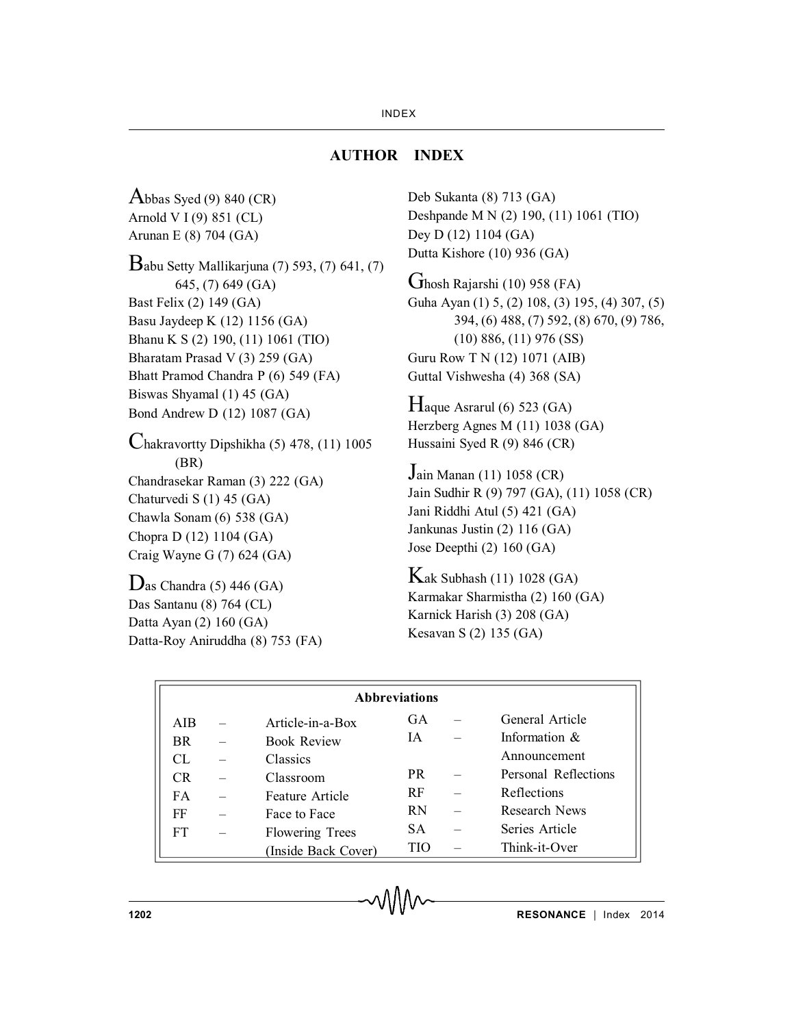# AUTHOR INDEX

Abbas Syed (9) 840 (CR)
Arnold V I (9) 851 (CL)
Arunan E (8) 704 (GA)

Babu Setty Mallikarjuna (7) 593, (7) 641, (7) 645, (7) 649 (GA)
Bast Felix (2) 149 (GA)
Basu Jaydeep K (12) 1156 (GA)
Bhanu K S (2) 190, (11) 1061 (TIO)
Bharatam Prasad V (3) 259 (GA)
Bhatt Pramod Chandra P (6) 549 (FA)
Biswas Shyamal (1) 45 (GA)
Bond Andrew D (12) 1087 (GA)

Chakravortty Dipshikha (5) 478, (11) 1005 (BR)
Chandrasekar Raman (3) 222 (GA)
Chaturvedi S (1) 45 (GA)
Chawla Sonam (6) 538 (GA)
Chopra D (12) 1104 (GA)
Craig Wayne G (7) 624 (GA)

Das Chandra (5) 446 (GA)
Das Santanu (8) 764 (CL)
Datta Ayan (2) 160 (GA)
Datta-Roy Aniruddha (8) 753 (FA)

Deb Sukanta (8) 713 (GA)
Deshpande M N (2) 190, (11) 1061 (TIO)
Dey D (12) 1104 (GA)
Dutta Kishore (10) 936 (GA)

Ghosh Rajarshi (10) 958 (FA)
Guha Ayan (1) 5, (2) 108, (3) 195, (4) 307, (5) 394, (6) 488, (7) 592, (8) 670, (9) 786, (10) 886, (11) 976 (SS)
Guru Row T N (12) 1071 (AIB)
Guttal Vishwesha (4) 368 (SA)

Haque Asrarul (6) 523 (GA)
Herzberg Agnes M (11) 1038 (GA)
Hussaini Syed R (9) 846 (CR)

Jain Manan (11) 1058 (CR)
Jain Sudhir R (9) 797 (GA), (11) 1058 (CR)
Jani Riddhi Atul (5) 421 (GA)
Jankunas Justin (2) 116 (GA)
Jose Deepthi (2) 160 (GA)

Kak Subhash (11) 1028 (GA)
Karmakar Sharmistha (2) 160 (GA)
Karnick Harish (3) 208 (GA)
Kesavan S (2) 135 (GA)

| Abbreviations | | | | | |
|---|---|---|---|---|---|
| AIB | – | Article-in-a-Box | GA | – | General Article |
| BR | – | Book Review | IA | – | Information & Announcement |
| CL | – | Classics | PR | – | Personal Reflections |
| CR | – | Classroom | RF | – | Reflections |
| FA | – | Feature Article | RN | – | Research News |
| FF | – | Face to Face | SA | – | Series Article |
| FT | – | Flowering Trees (Inside Back Cover) | TIO | – | Think-it-Over |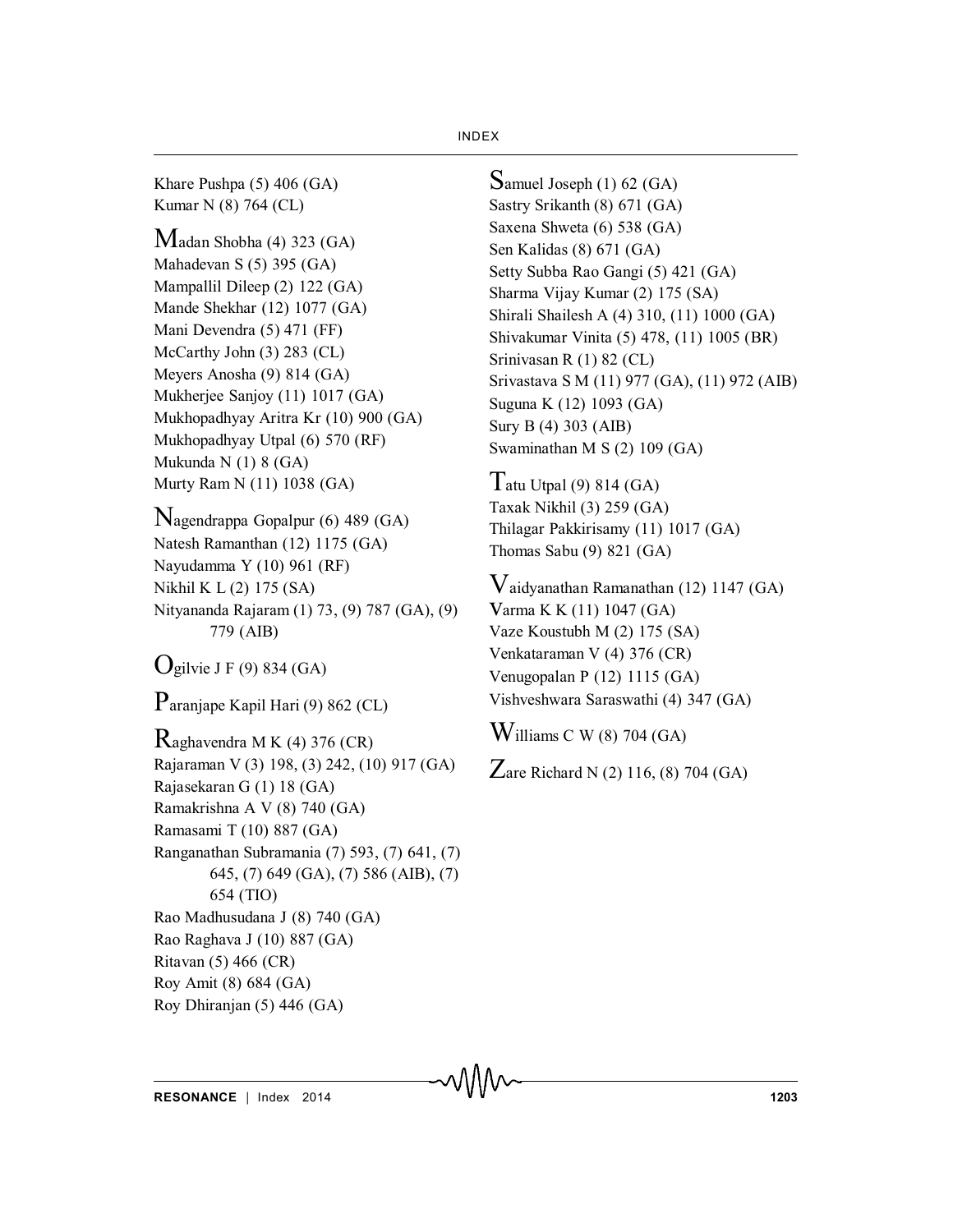Khare Pushpa (5) 406 (GA)
Kumar N (8) 764 (CL)

Madan Shobha (4) 323 (GA)
Mahadevan S (5) 395 (GA)
Mampallil Dileep (2) 122 (GA)
Mande Shekhar (12) 1077 (GA)
Mani Devendra (5) 471 (FF)
McCarthy John (3) 283 (CL)
Meyers Anosha (9) 814 (GA)
Mukherjee Sanjoy (11) 1017 (GA)
Mukhopadhyay Aritra Kr (10) 900 (GA)
Mukhopadhyay Utpal (6) 570 (RF)
Mukunda N (1) 8 (GA)
Murty Ram N (11) 1038 (GA)

Nagendrappa Gopalpur (6) 489 (GA)
Natesh Ramanthan (12) 1175 (GA)
Nayudamma Y (10) 961 (RF)
Nikhil K L (2) 175 (SA)
Nityananda Rajaram (1) 73, (9) 787 (GA), (9) 779 (AIB)

Ogilvie J F (9) 834 (GA)

Paranjape Kapil Hari (9) 862 (CL)

Raghavendra M K (4) 376 (CR)
Rajaraman V (3) 198, (3) 242, (10) 917 (GA)
Rajasekaran G (1) 18 (GA)
Ramakrishna A V (8) 740 (GA)
Ramasami T (10) 887 (GA)
Ranganathan Subramania (7) 593, (7) 641, (7) 645, (7) 649 (GA), (7) 586 (AIB), (7) 654 (TIO)
Rao Madhusudana J (8) 740 (GA)
Rao Raghava J (10) 887 (GA)
Ritavan (5) 466 (CR)
Roy Amit (8) 684 (GA)
Roy Dhiranjan (5) 446 (GA)

Samuel Joseph (1) 62 (GA)
Sastry Srikanth (8) 671 (GA)
Saxena Shweta (6) 538 (GA)
Sen Kalidas (8) 671 (GA)
Setty Subba Rao Gangi (5) 421 (GA)
Sharma Vijay Kumar (2) 175 (SA)
Shirali Shailesh A (4) 310, (11) 1000 (GA)
Shivakumar Vinita (5) 478, (11) 1005 (BR)
Srinivasan R (1) 82 (CL)
Srivastava S M (11) 977 (GA), (11) 972 (AIB)
Suguna K (12) 1093 (GA)
Sury B (4) 303 (AIB)
Swaminathan M S (2) 109 (GA)

Tatu Utpal (9) 814 (GA)
Taxak Nikhil (3) 259 (GA)
Thilagar Pakkirisamy (11) 1017 (GA)
Thomas Sabu (9) 821 (GA)

Vaidyanathan Ramanathan (12) 1147 (GA)
Varma K K (11) 1047 (GA)
Vaze Koustubh M (2) 175 (SA)
Venkataraman V (4) 376 (CR)
Venugopalan P (12) 1115 (GA)
Vishveshwara Saraswathi (4) 347 (GA)

Williams C W (8) 704 (GA)

Zare Richard N (2) 116, (8) 704 (GA)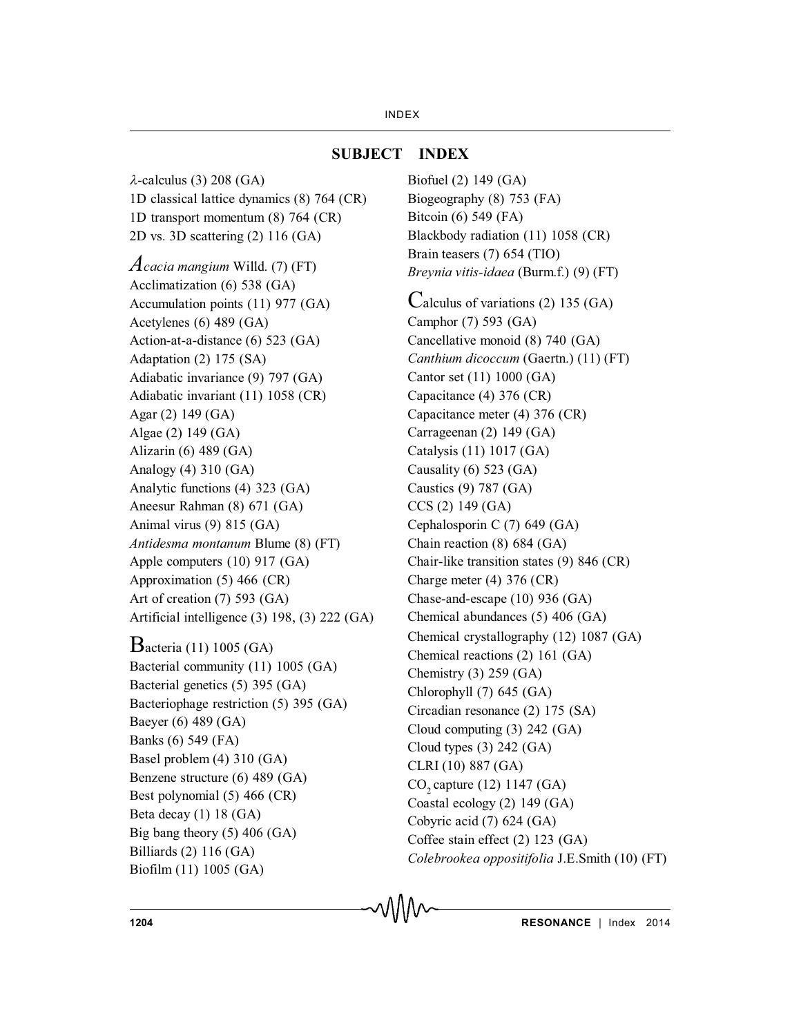## SUBJECT INDEX

$\lambda$-calculus (3) 208 (GA)
1D classical lattice dynamics (8) 764 (CR)
1D transport momentum (8) 764 (CR)
2D vs. 3D scattering (2) 116 (GA)

*Acacia mangium* Willd. (7) (FT)
Acclimatization (6) 538 (GA)
Accumulation points (11) 977 (GA)
Acetylenes (6) 489 (GA)
Action-at-a-distance (6) 523 (GA)
Adaptation (2) 175 (SA)
Adiabatic invariance (9) 797 (GA)
Adiabatic invariant (11) 1058 (CR)
Agar (2) 149 (GA)
Algae (2) 149 (GA)
Alizarin (6) 489 (GA)
Analogy (4) 310 (GA)
Analytic functions (4) 323 (GA)
Aneesur Rahman (8) 671 (GA)
Animal virus (9) 815 (GA)
*Antidesma montanum* Blume (8) (FT)
Apple computers (10) 917 (GA)
Approximation (5) 466 (CR)
Art of creation (7) 593 (GA)
Artificial intelligence (3) 198, (3) 222 (GA)

Bacteria (11) 1005 (GA)
Bacterial community (11) 1005 (GA)
Bacterial genetics (5) 395 (GA)
Bacteriophage restriction (5) 395 (GA)
Baeyer (6) 489 (GA)
Banks (6) 549 (FA)
Basel problem (4) 310 (GA)
Benzene structure (6) 489 (GA)
Best polynomial (5) 466 (CR)
Beta decay (1) 18 (GA)
Big bang theory (5) 406 (GA)
Billiards (2) 116 (GA)
Biofilm (11) 1005 (GA)
Biofuel (2) 149 (GA)
Biogeography (8) 753 (FA)
Bitcoin (6) 549 (FA)
Blackbody radiation (11) 1058 (CR)
Brain teasers (7) 654 (TIO)
*Breynia vitis-idaea* (Burm.f.) (9) (FT)

Calculus of variations (2) 135 (GA)
Camphor (7) 593 (GA)
Cancellative monoid (8) 740 (GA)
*Canthium dicoccum* (Gaertn.) (11) (FT)
Cantor set (11) 1000 (GA)
Capacitance (4) 376 (CR)
Capacitance meter (4) 376 (CR)
Carrageenan (2) 149 (GA)
Catalysis (11) 1017 (GA)
Causality (6) 523 (GA)
Caustics (9) 787 (GA)
CCS (2) 149 (GA)
Cephalosporin C (7) 649 (GA)
Chain reaction (8) 684 (GA)
Chair-like transition states (9) 846 (CR)
Charge meter (4) 376 (CR)
Chase-and-escape (10) 936 (GA)
Chemical abundances (5) 406 (GA)
Chemical crystallography (12) 1087 (GA)
Chemical reactions (2) 161 (GA)
Chemistry (3) 259 (GA)
Chlorophyll (7) 645 (GA)
Circadian resonance (2) 175 (SA)
Cloud computing (3) 242 (GA)
Cloud types (3) 242 (GA)
CLRI (10) 887 (GA)
$CO_2$ capture (12) 1147 (GA)
Coastal ecology (2) 149 (GA)
Cobyric acid (7) 624 (GA)
Coffee stain effect (2) 123 (GA)
*Colebrookea oppositifolia* J.E.Smith (10) (FT)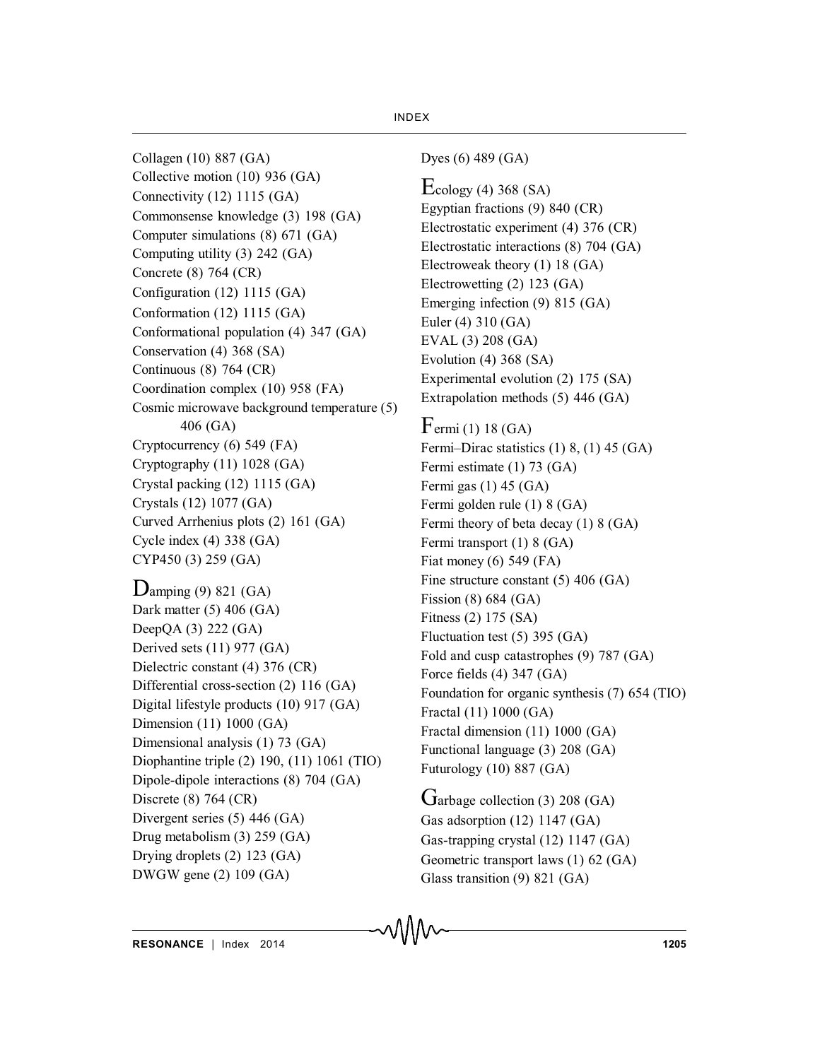Collagen (10) 887 (GA)
Collective motion (10) 936 (GA)
Connectivity (12) 1115 (GA)
Commonsense knowledge (3) 198 (GA)
Computer simulations (8) 671 (GA)
Computing utility (3) 242 (GA)
Concrete (8) 764 (CR)
Configuration (12) 1115 (GA)
Conformation (12) 1115 (GA)
Conformational population (4) 347 (GA)
Conservation (4) 368 (SA)
Continuous (8) 764 (CR)
Coordination complex (10) 958 (FA)
Cosmic microwave background temperature (5) 406 (GA)
Cryptocurrency (6) 549 (FA)
Cryptography (11) 1028 (GA)
Crystal packing (12) 1115 (GA)
Crystals (12) 1077 (GA)
Curved Arrhenius plots (2) 161 (GA)
Cycle index (4) 338 (GA)
CYP450 (3) 259 (GA)

Damping (9) 821 (GA)
Dark matter (5) 406 (GA)
DeepQA (3) 222 (GA)
Derived sets (11) 977 (GA)
Dielectric constant (4) 376 (CR)
Differential cross-section (2) 116 (GA)
Digital lifestyle products (10) 917 (GA)
Dimension (11) 1000 (GA)
Dimensional analysis (1) 73 (GA)
Diophantine triple (2) 190, (11) 1061 (TIO)
Dipole-dipole interactions (8) 704 (GA)
Discrete (8) 764 (CR)
Divergent series (5) 446 (GA)
Drug metabolism (3) 259 (GA)
Drying droplets (2) 123 (GA)
DWGW gene (2) 109 (GA)
Dyes (6) 489 (GA)

Ecology (4) 368 (SA)
Egyptian fractions (9) 840 (CR)
Electrostatic experiment (4) 376 (CR)
Electrostatic interactions (8) 704 (GA)
Electroweak theory (1) 18 (GA)
Electrowetting (2) 123 (GA)
Emerging infection (9) 815 (GA)
Euler (4) 310 (GA)
EVAL (3) 208 (GA)
Evolution (4) 368 (SA)
Experimental evolution (2) 175 (SA)
Extrapolation methods (5) 446 (GA)

Fermi (1) 18 (GA)
Fermi–Dirac statistics (1) 8, (1) 45 (GA)
Fermi estimate (1) 73 (GA)
Fermi gas (1) 45 (GA)
Fermi golden rule (1) 8 (GA)
Fermi theory of beta decay (1) 8 (GA)
Fermi transport (1) 8 (GA)
Fiat money (6) 549 (FA)
Fine structure constant (5) 406 (GA)
Fission (8) 684 (GA)
Fitness (2) 175 (SA)
Fluctuation test (5) 395 (GA)
Fold and cusp catastrophes (9) 787 (GA)
Force fields (4) 347 (GA)
Foundation for organic synthesis (7) 654 (TIO)
Fractal (11) 1000 (GA)
Fractal dimension (11) 1000 (GA)
Functional language (3) 208 (GA)
Futurology (10) 887 (GA)

Garbage collection (3) 208 (GA)
Gas adsorption (12) 1147 (GA)
Gas-trapping crystal (12) 1147 (GA)
Geometric transport laws (1) 62 (GA)
Glass transition (9) 821 (GA)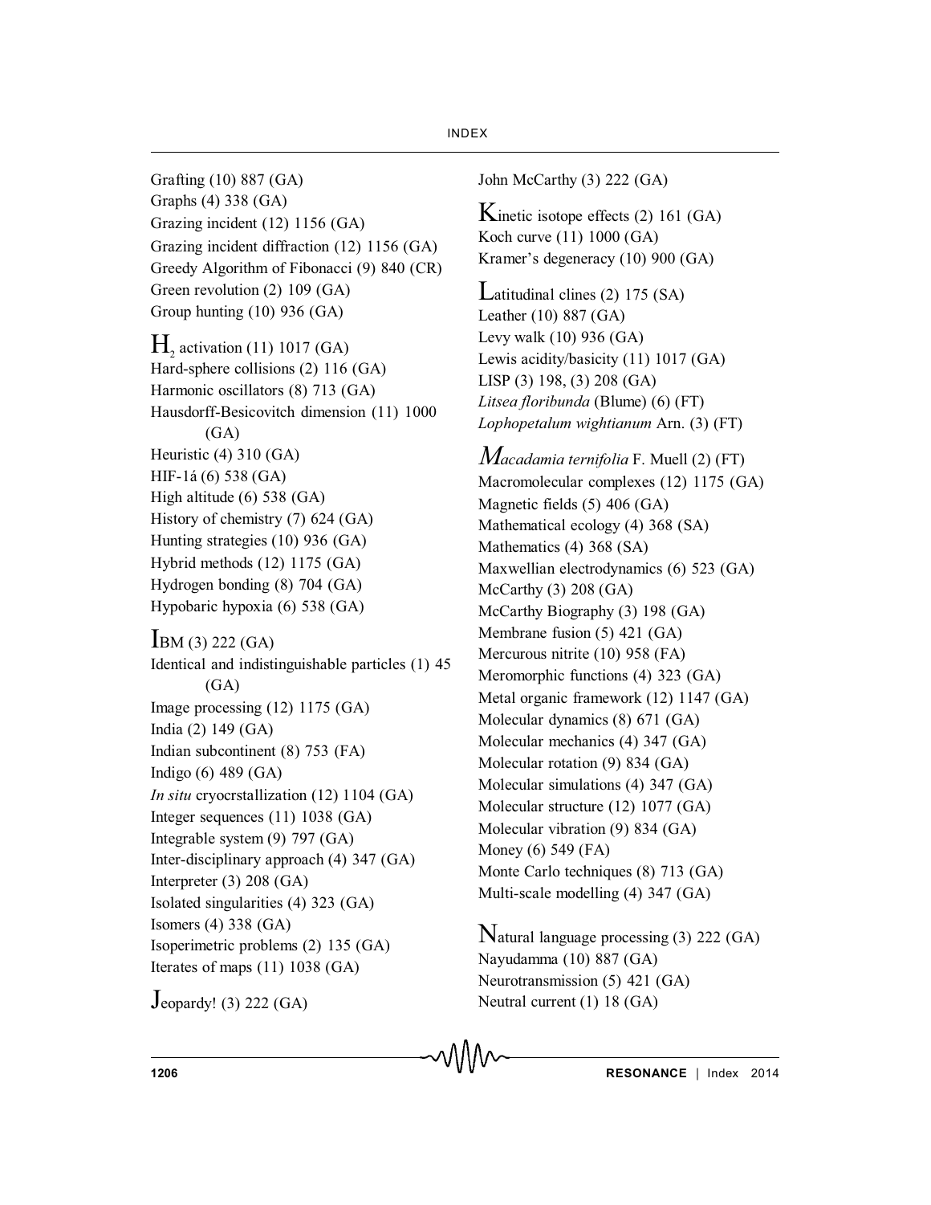Grafting (10) 887 (GA)
Graphs (4) 338 (GA)
Grazing incident (12) 1156 (GA)
Grazing incident diffraction (12) 1156 (GA)
Greedy Algorithm of Fibonacci (9) 840 (CR)
Green revolution (2) 109 (GA)
Group hunting (10) 936 (GA)

$H_2$ activation (11) 1017 (GA)
Hard-sphere collisions (2) 116 (GA)
Harmonic oscillators (8) 713 (GA)
Hausdorff-Besicovitch dimension (11) 1000 (GA)
Heuristic (4) 310 (GA)
HIF-1á (6) 538 (GA)
High altitude (6) 538 (GA)
History of chemistry (7) 624 (GA)
Hunting strategies (10) 936 (GA)
Hybrid methods (12) 1175 (GA)
Hydrogen bonding (8) 704 (GA)
Hypobaric hypoxia (6) 538 (GA)

IBM (3) 222 (GA)
Identical and indistinguishable particles (1) 45 (GA)
Image processing (12) 1175 (GA)
India (2) 149 (GA)
Indian subcontinent (8) 753 (FA)
Indigo (6) 489 (GA)
*In situ* cryocrstallization (12) 1104 (GA)
Integer sequences (11) 1038 (GA)
Integrable system (9) 797 (GA)
Inter-disciplinary approach (4) 347 (GA)
Interpreter (3) 208 (GA)
Isolated singularities (4) 323 (GA)
Isomers (4) 338 (GA)
Isoperimetric problems (2) 135 (GA)
Iterates of maps (11) 1038 (GA)

Jeopardy! (3) 222 (GA)
John McCarthy (3) 222 (GA)

Kinetic isotope effects (2) 161 (GA)
Koch curve (11) 1000 (GA)
Kramer's degeneracy (10) 900 (GA)

Latitudinal clines (2) 175 (SA)
Leather (10) 887 (GA)
Levy walk (10) 936 (GA)
Lewis acidity/basicity (11) 1017 (GA)
LISP (3) 198, (3) 208 (GA)
*Litsea floribunda* (Blume) (6) (FT)
*Lophopetalum wightianum* Arn. (3) (FT)

*Macadamia ternifolia* F. Muell (2) (FT)
Macromolecular complexes (12) 1175 (GA)
Magnetic fields (5) 406 (GA)
Mathematical ecology (4) 368 (SA)
Mathematics (4) 368 (SA)
Maxwellian electrodynamics (6) 523 (GA)
McCarthy (3) 208 (GA)
McCarthy Biography (3) 198 (GA)
Membrane fusion (5) 421 (GA)
Mercurous nitrite (10) 958 (FA)
Meromorphic functions (4) 323 (GA)
Metal organic framework (12) 1147 (GA)
Molecular dynamics (8) 671 (GA)
Molecular mechanics (4) 347 (GA)
Molecular rotation (9) 834 (GA)
Molecular simulations (4) 347 (GA)
Molecular structure (12) 1077 (GA)
Molecular vibration (9) 834 (GA)
Money (6) 549 (FA)
Monte Carlo techniques (8) 713 (GA)
Multi-scale modelling (4) 347 (GA)

Natural language processing (3) 222 (GA)
Nayudamma (10) 887 (GA)
Neurotransmission (5) 421 (GA)
Neutral current (1) 18 (GA)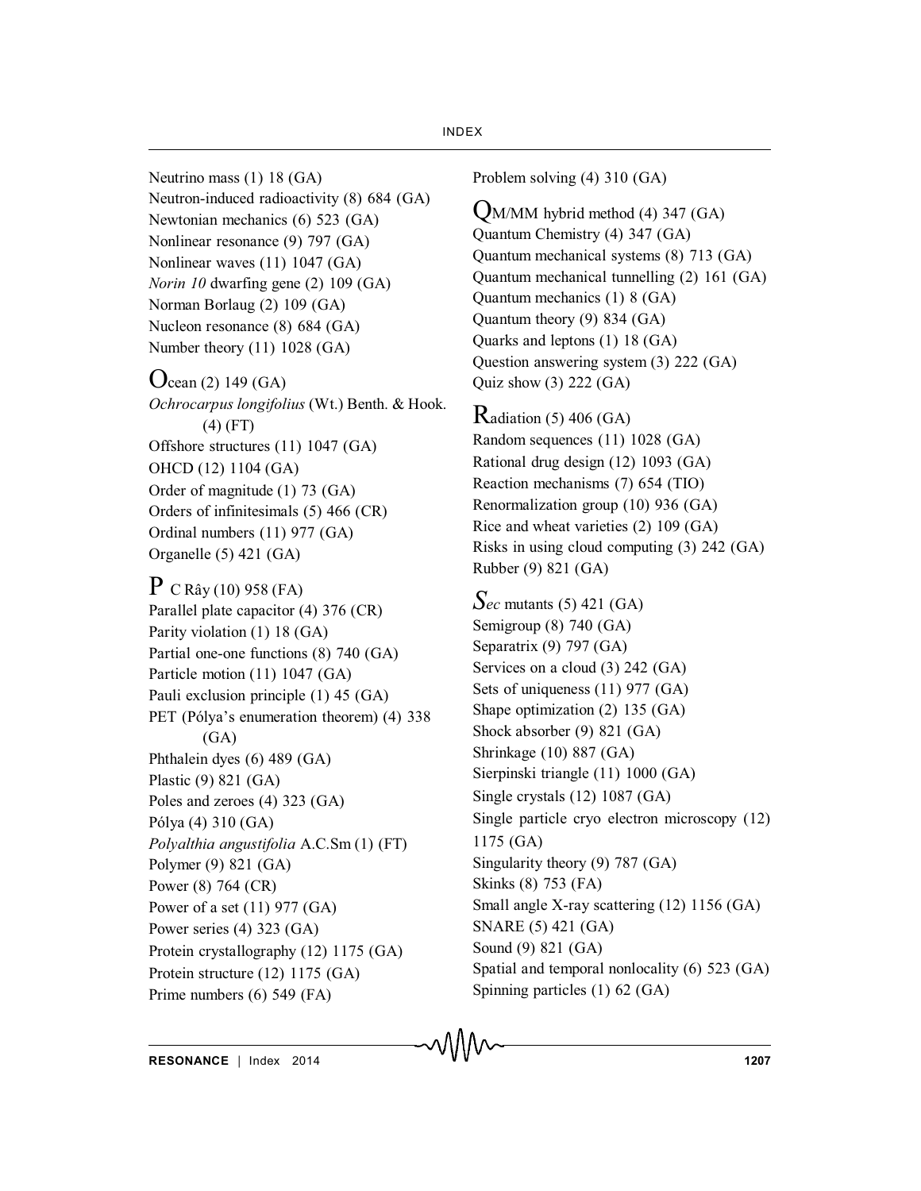Neutrino mass (1) 18 (GA)
Neutron-induced radioactivity (8) 684 (GA)
Newtonian mechanics (6) 523 (GA)
Nonlinear resonance (9) 797 (GA)
Nonlinear waves (11) 1047 (GA)
*Norin 10* dwarfing gene (2) 109 (GA)
Norman Borlaug (2) 109 (GA)
Nucleon resonance (8) 684 (GA)
Number theory (11) 1028 (GA)

Ocean (2) 149 (GA)
*Ochrocarpus longifolius* (Wt.) Benth. & Hook. (4) (FT)
Offshore structures (11) 1047 (GA)
OHCD (12) 1104 (GA)
Order of magnitude (1) 73 (GA)
Orders of infinitesimals (5) 466 (CR)
Ordinal numbers (11) 977 (GA)
Organelle (5) 421 (GA)

P C Rây (10) 958 (FA)
Parallel plate capacitor (4) 376 (CR)
Parity violation (1) 18 (GA)
Partial one-one functions (8) 740 (GA)
Particle motion (11) 1047 (GA)
Pauli exclusion principle (1) 45 (GA)
PET (Pólya's enumeration theorem) (4) 338 (GA)
Phthalein dyes (6) 489 (GA)
Plastic (9) 821 (GA)
Poles and zeroes (4) 323 (GA)
Pólya (4) 310 (GA)
*Polyalthia angustifolia* A.C.Sm (1) (FT)
Polymer (9) 821 (GA)
Power (8) 764 (CR)
Power of a set (11) 977 (GA)
Power series (4) 323 (GA)
Protein crystallography (12) 1175 (GA)
Protein structure (12) 1175 (GA)
Prime numbers (6) 549 (FA)
Problem solving (4) 310 (GA)

QM/MM hybrid method (4) 347 (GA)
Quantum Chemistry (4) 347 (GA)
Quantum mechanical systems (8) 713 (GA)
Quantum mechanical tunnelling (2) 161 (GA)
Quantum mechanics (1) 8 (GA)
Quantum theory (9) 834 (GA)
Quarks and leptons (1) 18 (GA)
Question answering system (3) 222 (GA)
Quiz show (3) 222 (GA)

Radiation (5) 406 (GA)
Random sequences (11) 1028 (GA)
Rational drug design (12) 1093 (GA)
Reaction mechanisms (7) 654 (TIO)
Renormalization group (10) 936 (GA)
Rice and wheat varieties (2) 109 (GA)
Risks in using cloud computing (3) 242 (GA)
Rubber (9) 821 (GA)

*Sec* mutants (5) 421 (GA)
Semigroup (8) 740 (GA)
Separatrix (9) 797 (GA)
Services on a cloud (3) 242 (GA)
Sets of uniqueness (11) 977 (GA)
Shape optimization (2) 135 (GA)
Shock absorber (9) 821 (GA)
Shrinkage (10) 887 (GA)
Sierpinski triangle (11) 1000 (GA)
Single crystals (12) 1087 (GA)
Single particle cryo electron microscopy (12) 1175 (GA)
Singularity theory (9) 787 (GA)
Skinks (8) 753 (FA)
Small angle X-ray scattering (12) 1156 (GA)
SNARE (5) 421 (GA)
Sound (9) 821 (GA)
Spatial and temporal nonlocality (6) 523 (GA)
Spinning particles (1) 62 (GA)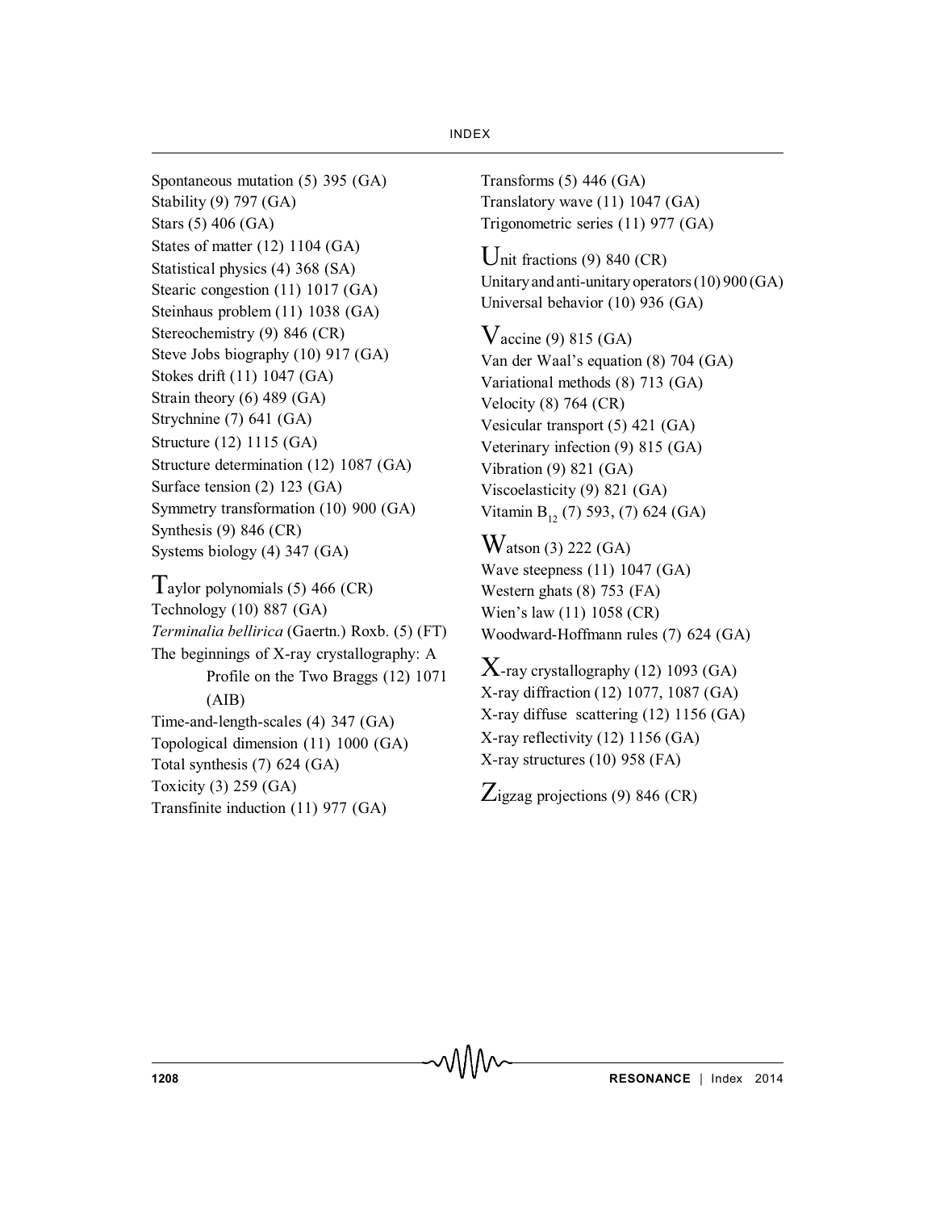Spontaneous mutation (5) 395 (GA)
Stability (9) 797 (GA)
Stars (5) 406 (GA)
States of matter (12) 1104 (GA)
Statistical physics (4) 368 (SA)
Stearic congestion (11) 1017 (GA)
Steinhaus problem (11) 1038 (GA)
Stereochemistry (9) 846 (CR)
Steve Jobs biography (10) 917 (GA)
Stokes drift (11) 1047 (GA)
Strain theory (6) 489 (GA)
Strychnine (7) 641 (GA)
Structure (12) 1115 (GA)
Structure determination (12) 1087 (GA)
Surface tension (2) 123 (GA)
Symmetry transformation (10) 900 (GA)
Synthesis (9) 846 (CR)
Systems biology (4) 347 (GA)

Taylor polynomials (5) 466 (CR)
Technology (10) 887 (GA)
*Terminalia bellirica* (Gaertn.) Roxb. (5) (FT)
The beginnings of X-ray crystallography: A Profile on the Two Braggs (12) 1071 (AIB)
Time-and-length-scales (4) 347 (GA)
Topological dimension (11) 1000 (GA)
Total synthesis (7) 624 (GA)
Toxicity (3) 259 (GA)
Transfinite induction (11) 977 (GA)
Transforms (5) 446 (GA)
Translatory wave (11) 1047 (GA)
Trigonometric series (11) 977 (GA)

Unit fractions (9) 840 (CR)
Unitary and anti-unitary operators (10) 900 (GA)
Universal behavior (10) 936 (GA)

Vaccine (9) 815 (GA)
Van der Waal's equation (8) 704 (GA)
Variational methods (8) 713 (GA)
Velocity (8) 764 (CR)
Vesicular transport (5) 421 (GA)
Veterinary infection (9) 815 (GA)
Vibration (9) 821 (GA)
Viscoelasticity (9) 821 (GA)
Vitamin $B_{12}$ (7) 593, (7) 624 (GA)

Watson (3) 222 (GA)
Wave steepness (11) 1047 (GA)
Western ghats (8) 753 (FA)
Wien's law (11) 1058 (CR)
Woodward-Hoffmann rules (7) 624 (GA)

X-ray crystallography (12) 1093 (GA)
X-ray diffraction (12) 1077, 1087 (GA)
X-ray diffuse scattering (12) 1156 (GA)
X-ray reflectivity (12) 1156 (GA)
X-ray structures (10) 958 (FA)

Zigzag projections (9) 846 (CR)